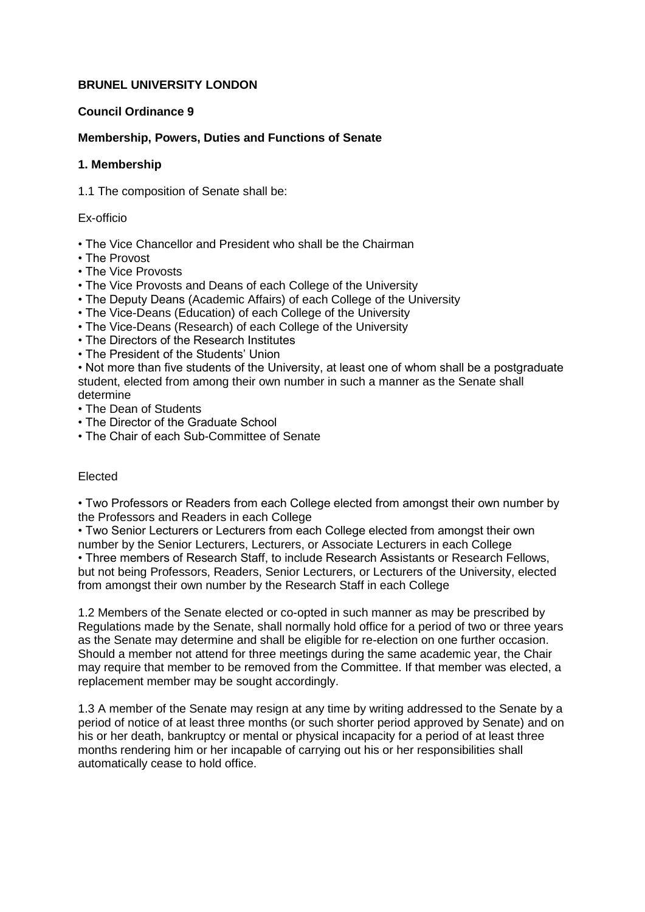**BRUNEL UNIVERSITY LONDON**

**Council Ordinance 9**

**Membership, Powers, Duties and Functions of Senate**

**1. Membership**

1.1 The composition of Senate shall be:

Ex-officio

- The Vice Chancellor and President who shall be the Chairman
- The Provost
- The Vice Provosts
- The Vice Provosts and Deans of each College of the University
- The Deputy Deans (Academic Affairs) of each College of the University
- The Vice-Deans (Education) of each College of the University
- The Vice-Deans (Research) of each College of the University
- The Directors of the Research Institutes
- The President of the Students' Union
- Not more than five students of the University, at least one of whom shall be a postgraduate student, elected from among their own number in such a manner as the Senate shall determine
- The Dean of Students
- The Director of the Graduate School
- The Chair of each Sub-Committee of Senate

Elected

- Two Professors or Readers from each College elected from amongst their own number by the Professors and Readers in each College
- Two Senior Lecturers or Lecturers from each College elected from amongst their own number by the Senior Lecturers, Lecturers, or Associate Lecturers in each College
- Three members of Research Staff, to include Research Assistants or Research Fellows, but not being Professors, Readers, Senior Lecturers, or Lecturers of the University, elected from amongst their own number by the Research Staff in each College

1.2 Members of the Senate elected or co-opted in such manner as may be prescribed by Regulations made by the Senate, shall normally hold office for a period of two or three years as the Senate may determine and shall be eligible for re-election on one further occasion. Should a member not attend for three meetings during the same academic year, the Chair may require that member to be removed from the Committee. If that member was elected, a replacement member may be sought accordingly.

1.3 A member of the Senate may resign at any time by writing addressed to the Senate by a period of notice of at least three months (or such shorter period approved by Senate) and on his or her death, bankruptcy or mental or physical incapacity for a period of at least three months rendering him or her incapable of carrying out his or her responsibilities shall automatically cease to hold office.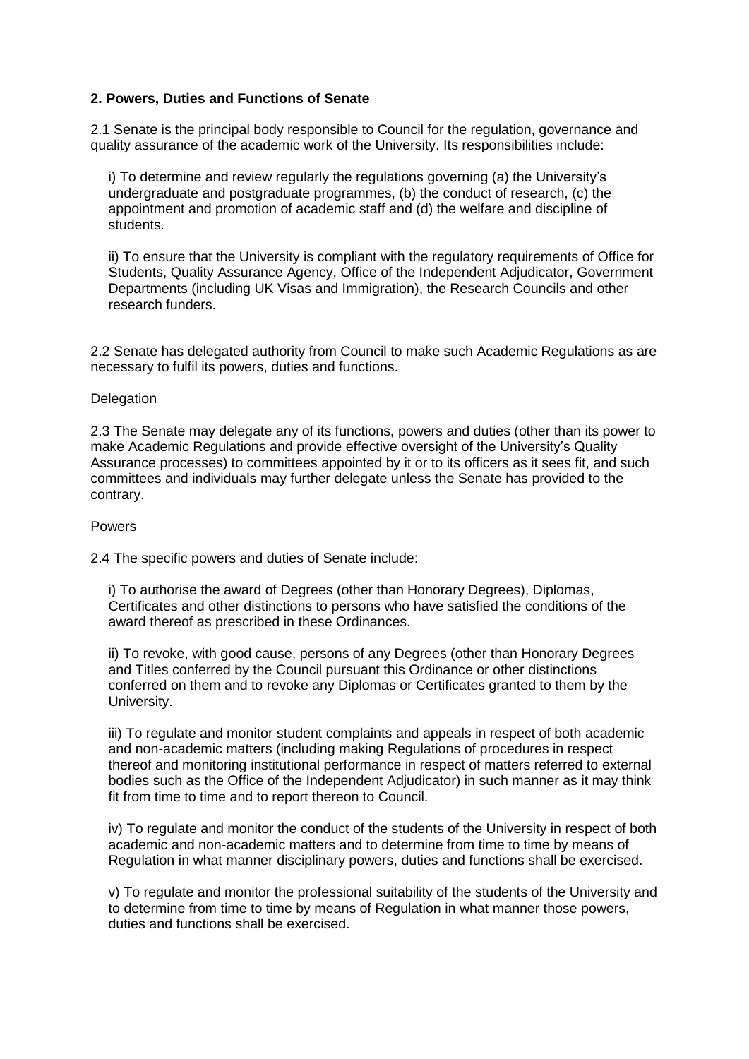## 2. Powers, Duties and Functions of Senate

2.1 Senate is the principal body responsible to Council for the regulation, governance and quality assurance of the academic work of the University. Its responsibilities include:

i) To determine and review regularly the regulations governing (a) the University's undergraduate and postgraduate programmes, (b) the conduct of research, (c) the appointment and promotion of academic staff and (d) the welfare and discipline of students.

ii) To ensure that the University is compliant with the regulatory requirements of Office for Students, Quality Assurance Agency, Office of the Independent Adjudicator, Government Departments (including UK Visas and Immigration), the Research Councils and other research funders.

2.2 Senate has delegated authority from Council to make such Academic Regulations as are necessary to fulfil its powers, duties and functions.

Delegation

2.3 The Senate may delegate any of its functions, powers and duties (other than its power to make Academic Regulations and provide effective oversight of the University's Quality Assurance processes) to committees appointed by it or to its officers as it sees fit, and such committees and individuals may further delegate unless the Senate has provided to the contrary.

Powers

2.4 The specific powers and duties of Senate include:

i) To authorise the award of Degrees (other than Honorary Degrees), Diplomas, Certificates and other distinctions to persons who have satisfied the conditions of the award thereof as prescribed in these Ordinances.

ii) To revoke, with good cause, persons of any Degrees (other than Honorary Degrees and Titles conferred by the Council pursuant this Ordinance or other distinctions conferred on them and to revoke any Diplomas or Certificates granted to them by the University.

iii) To regulate and monitor student complaints and appeals in respect of both academic and non-academic matters (including making Regulations of procedures in respect thereof and monitoring institutional performance in respect of matters referred to external bodies such as the Office of the Independent Adjudicator) in such manner as it may think fit from time to time and to report thereon to Council.

iv) To regulate and monitor the conduct of the students of the University in respect of both academic and non-academic matters and to determine from time to time by means of Regulation in what manner disciplinary powers, duties and functions shall be exercised.

v) To regulate and monitor the professional suitability of the students of the University and to determine from time to time by means of Regulation in what manner those powers, duties and functions shall be exercised.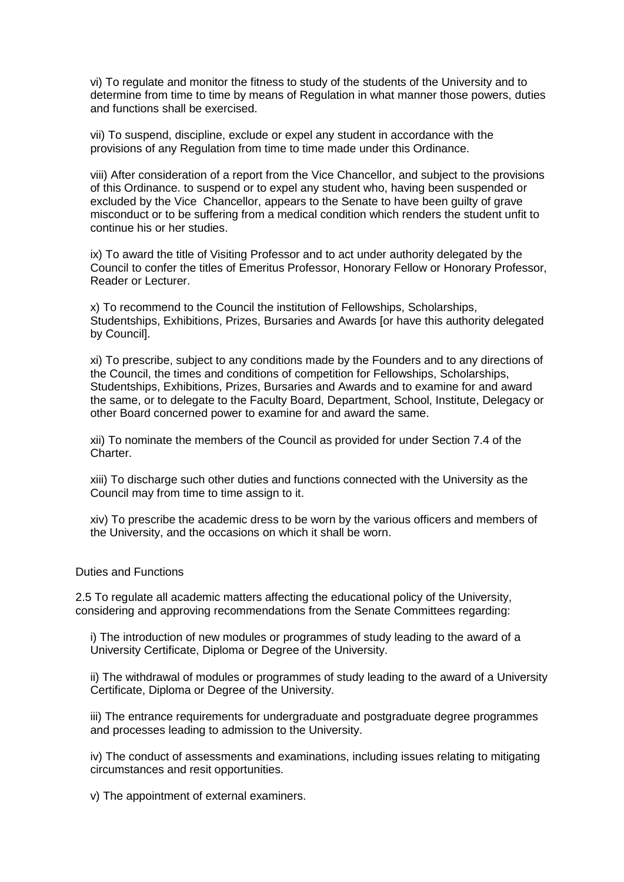vi) To regulate and monitor the fitness to study of the students of the University and to determine from time to time by means of Regulation in what manner those powers, duties and functions shall be exercised.

vii) To suspend, discipline, exclude or expel any student in accordance with the provisions of any Regulation from time to time made under this Ordinance.

viii) After consideration of a report from the Vice Chancellor, and subject to the provisions of this Ordinance. to suspend or to expel any student who, having been suspended or excluded by the Vice Chancellor, appears to the Senate to have been guilty of grave misconduct or to be suffering from a medical condition which renders the student unfit to continue his or her studies.

ix) To award the title of Visiting Professor and to act under authority delegated by the Council to confer the titles of Emeritus Professor, Honorary Fellow or Honorary Professor, Reader or Lecturer.

x) To recommend to the Council the institution of Fellowships, Scholarships, Studentships, Exhibitions, Prizes, Bursaries and Awards [or have this authority delegated by Council].

xi) To prescribe, subject to any conditions made by the Founders and to any directions of the Council, the times and conditions of competition for Fellowships, Scholarships, Studentships, Exhibitions, Prizes, Bursaries and Awards and to examine for and award the same, or to delegate to the Faculty Board, Department, School, Institute, Delegacy or other Board concerned power to examine for and award the same.

xii) To nominate the members of the Council as provided for under Section 7.4 of the Charter.

xiii) To discharge such other duties and functions connected with the University as the Council may from time to time assign to it.

xiv) To prescribe the academic dress to be worn by the various officers and members of the University, and the occasions on which it shall be worn.

Duties and Functions

2.5 To regulate all academic matters affecting the educational policy of the University, considering and approving recommendations from the Senate Committees regarding:

i) The introduction of new modules or programmes of study leading to the award of a University Certificate, Diploma or Degree of the University.

ii) The withdrawal of modules or programmes of study leading to the award of a University Certificate, Diploma or Degree of the University.

iii) The entrance requirements for undergraduate and postgraduate degree programmes and processes leading to admission to the University.

iv) The conduct of assessments and examinations, including issues relating to mitigating circumstances and resit opportunities.

v) The appointment of external examiners.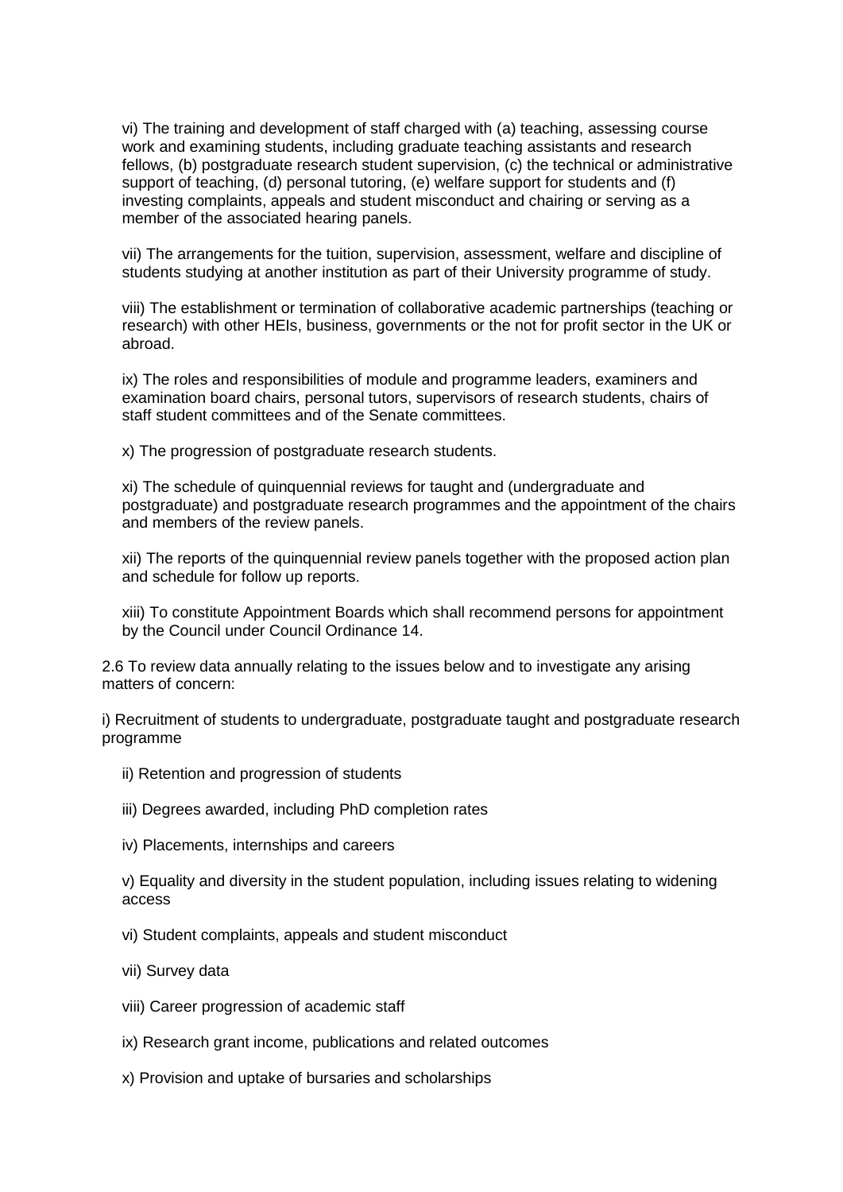vi) The training and development of staff charged with (a) teaching, assessing course work and examining students, including graduate teaching assistants and research fellows, (b) postgraduate research student supervision, (c) the technical or administrative support of teaching, (d) personal tutoring, (e) welfare support for students and (f) investing complaints, appeals and student misconduct and chairing or serving as a member of the associated hearing panels.

vii) The arrangements for the tuition, supervision, assessment, welfare and discipline of students studying at another institution as part of their University programme of study.

viii) The establishment or termination of collaborative academic partnerships (teaching or research) with other HEIs, business, governments or the not for profit sector in the UK or abroad.

ix) The roles and responsibilities of module and programme leaders, examiners and examination board chairs, personal tutors, supervisors of research students, chairs of staff student committees and of the Senate committees.

x) The progression of postgraduate research students.

xi) The schedule of quinquennial reviews for taught and (undergraduate and postgraduate) and postgraduate research programmes and the appointment of the chairs and members of the review panels.

xii) The reports of the quinquennial review panels together with the proposed action plan and schedule for follow up reports.

xiii) To constitute Appointment Boards which shall recommend persons for appointment by the Council under Council Ordinance 14.

2.6 To review data annually relating to the issues below and to investigate any arising matters of concern:

i) Recruitment of students to undergraduate, postgraduate taught and postgraduate research programme

ii) Retention and progression of students

iii) Degrees awarded, including PhD completion rates

iv) Placements, internships and careers

v) Equality and diversity in the student population, including issues relating to widening access

vi) Student complaints, appeals and student misconduct

vii) Survey data

viii) Career progression of academic staff

ix) Research grant income, publications and related outcomes

x) Provision and uptake of bursaries and scholarships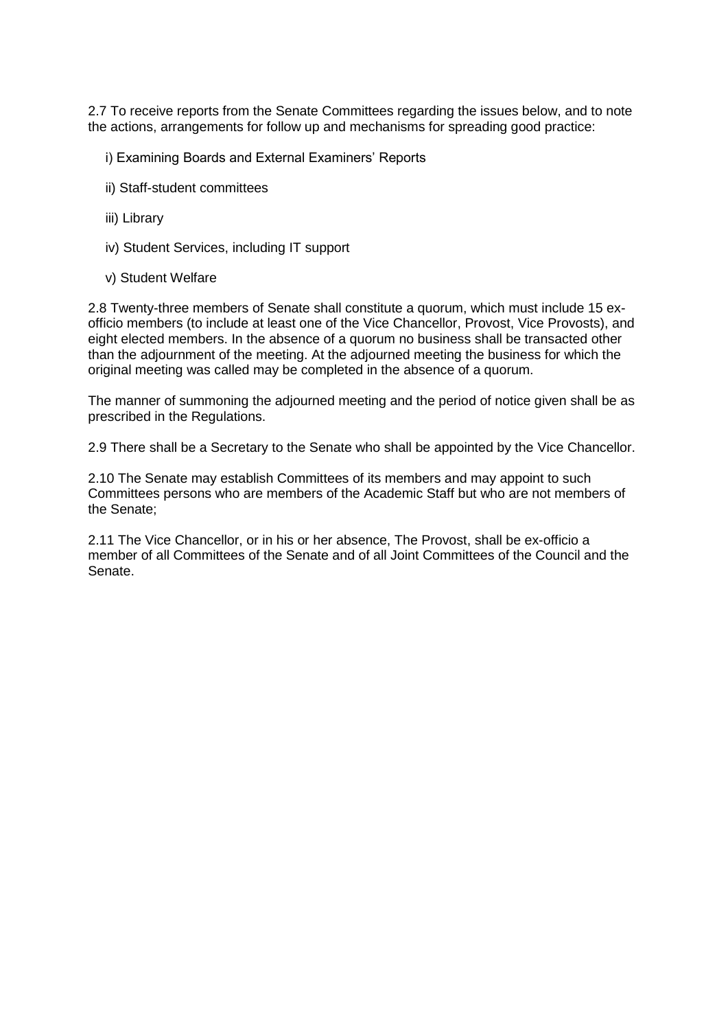2.7 To receive reports from the Senate Committees regarding the issues below, and to note the actions, arrangements for follow up and mechanisms for spreading good practice:

i) Examining Boards and External Examiners' Reports

ii) Staff-student committees

iii) Library

iv) Student Services, including IT support

v) Student Welfare

2.8 Twenty-three members of Senate shall constitute a quorum, which must include 15 ex-officio members (to include at least one of the Vice Chancellor, Provost, Vice Provosts), and eight elected members. In the absence of a quorum no business shall be transacted other than the adjournment of the meeting. At the adjourned meeting the business for which the original meeting was called may be completed in the absence of a quorum.

The manner of summoning the adjourned meeting and the period of notice given shall be as prescribed in the Regulations.

2.9 There shall be a Secretary to the Senate who shall be appointed by the Vice Chancellor.

2.10 The Senate may establish Committees of its members and may appoint to such Committees persons who are members of the Academic Staff but who are not members of the Senate;

2.11 The Vice Chancellor, or in his or her absence, The Provost, shall be ex-officio a member of all Committees of the Senate and of all Joint Committees of the Council and the Senate.